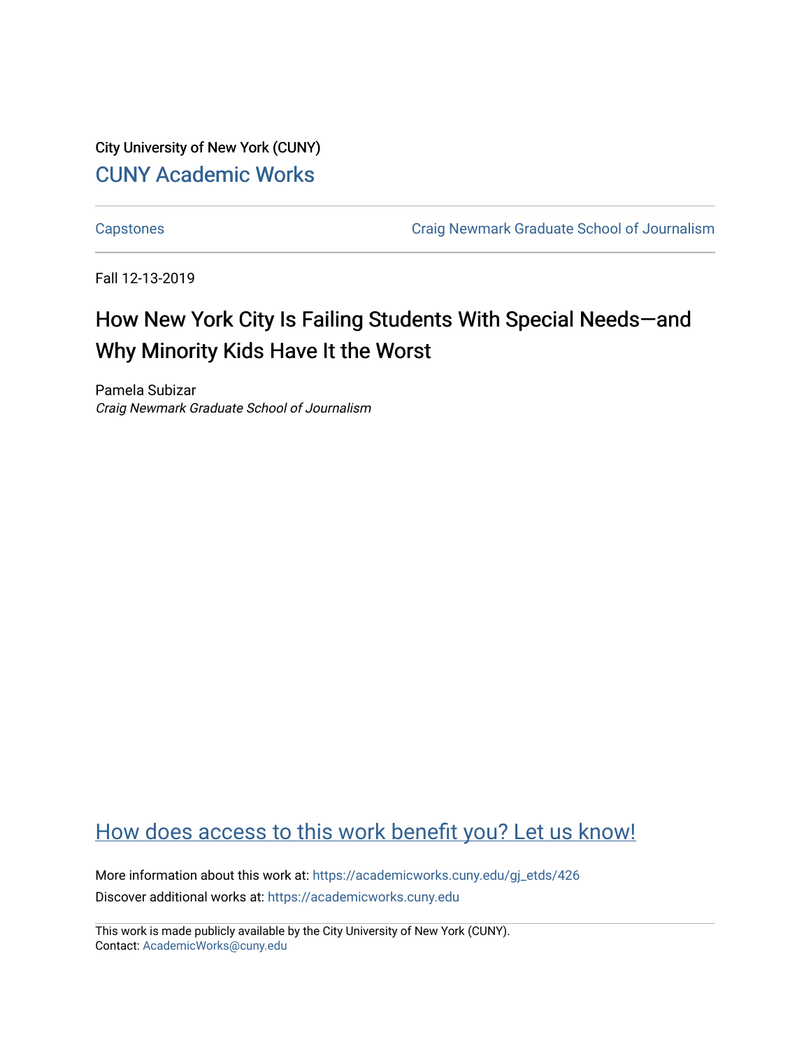City University of New York (CUNY)

CUNY Academic Works

Capstones | Craig Newmark Graduate School of Journalism

Fall 12-13-2019

# How New York City Is Failing Students With Special Needs—and Why Minority Kids Have It the Worst

Pamela Subizar
*Craig Newmark Graduate School of Journalism*

How does access to this work benefit you? Let us know!

More information about this work at: https://academicworks.cuny.edu/gj_etds/426
Discover additional works at: https://academicworks.cuny.edu

This work is made publicly available by the City University of New York (CUNY).
Contact: AcademicWorks@cuny.edu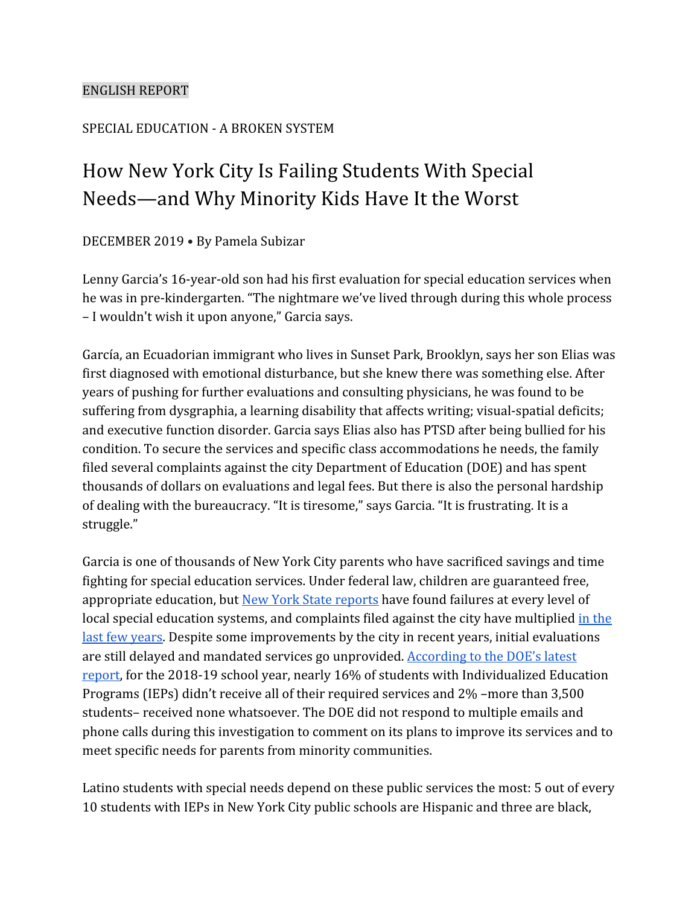ENGLISH REPORT

SPECIAL EDUCATION - A BROKEN SYSTEM

# How New York City Is Failing Students With Special Needs—and Why Minority Kids Have It the Worst

DECEMBER 2019 • By Pamela Subizar

Lenny Garcia's 16-year-old son had his first evaluation for special education services when he was in pre-kindergarten. "The nightmare we've lived through during this whole process – I wouldn't wish it upon anyone," Garcia says.

García, an Ecuadorian immigrant who lives in Sunset Park, Brooklyn, says her son Elias was first diagnosed with emotional disturbance, but she knew there was something else. After years of pushing for further evaluations and consulting physicians, he was found to be suffering from dysgraphia, a learning disability that affects writing; visual-spatial deficits; and executive function disorder. Garcia says Elias also has PTSD after being bullied for his condition. To secure the services and specific class accommodations he needs, the family filed several complaints against the city Department of Education (DOE) and has spent thousands of dollars on evaluations and legal fees. But there is also the personal hardship of dealing with the bureaucracy. "It is tiresome," says Garcia. "It is frustrating. It is a struggle."

Garcia is one of thousands of New York City parents who have sacrificed savings and time fighting for special education services. Under federal law, children are guaranteed free, appropriate education, but [New York State reports] have found failures at every level of local special education systems, and complaints filed against the city have multiplied [in the last few years]. Despite some improvements by the city in recent years, initial evaluations are still delayed and mandated services go unprovided. [According to the DOE's latest report], for the 2018-19 school year, nearly 16% of students with Individualized Education Programs (IEPs) didn't receive all of their required services and 2% –more than 3,500 students– received none whatsoever. The DOE did not respond to multiple emails and phone calls during this investigation to comment on its plans to improve its services and to meet specific needs for parents from minority communities.

Latino students with special needs depend on these public services the most: 5 out of every 10 students with IEPs in New York City public schools are Hispanic and three are black,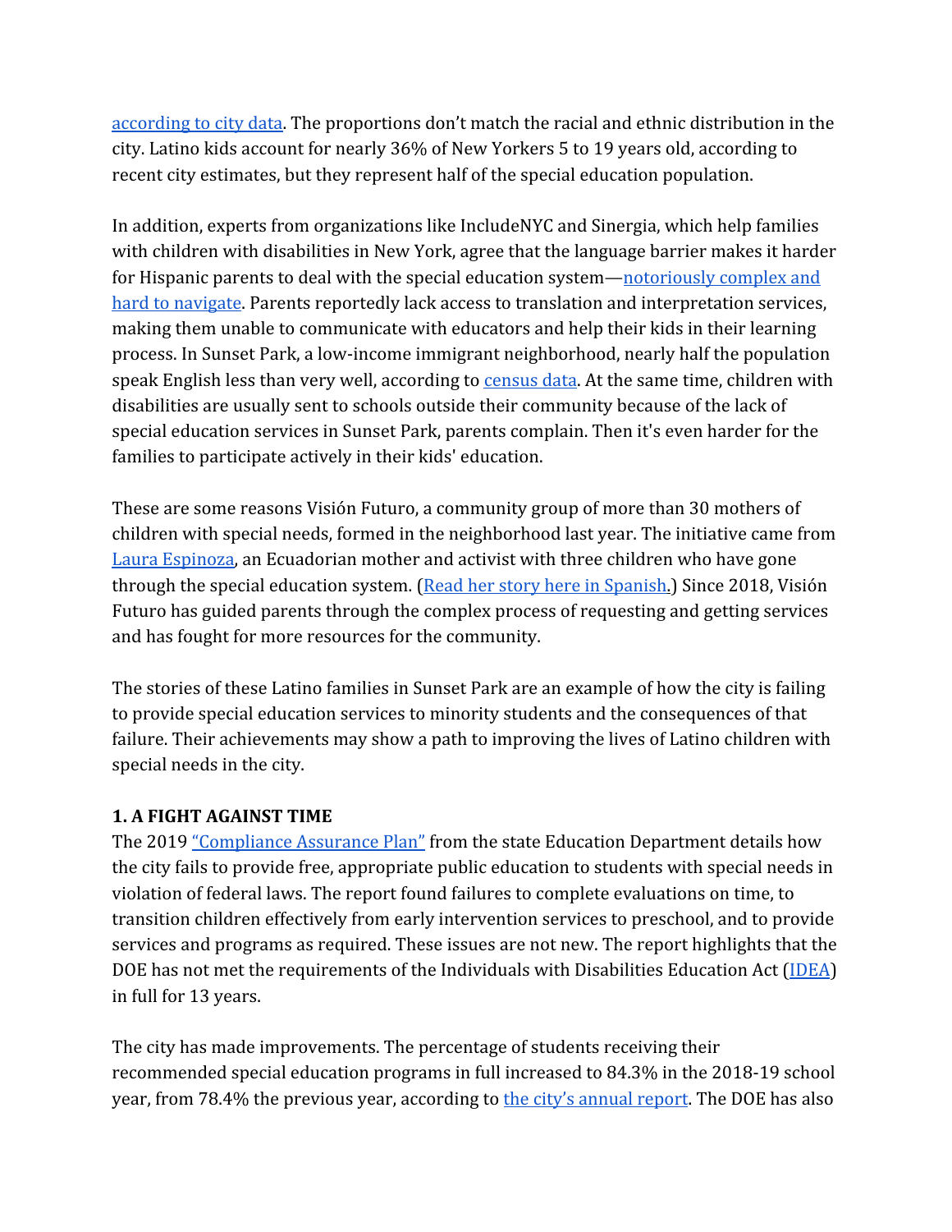according to city data. The proportions don't match the racial and ethnic distribution in the city. Latino kids account for nearly 36% of New Yorkers 5 to 19 years old, according to recent city estimates, but they represent half of the special education population.

In addition, experts from organizations like IncludeNYC and Sinergia, which help families with children with disabilities in New York, agree that the language barrier makes it harder for Hispanic parents to deal with the special education system—notoriously complex and hard to navigate. Parents reportedly lack access to translation and interpretation services, making them unable to communicate with educators and help their kids in their learning process. In Sunset Park, a low-income immigrant neighborhood, nearly half the population speak English less than very well, according to census data. At the same time, children with disabilities are usually sent to schools outside their community because of the lack of special education services in Sunset Park, parents complain. Then it's even harder for the families to participate actively in their kids' education.

These are some reasons Visión Futuro, a community group of more than 30 mothers of children with special needs, formed in the neighborhood last year. The initiative came from Laura Espinoza, an Ecuadorian mother and activist with three children who have gone through the special education system. (Read her story here in Spanish.) Since 2018, Visión Futuro has guided parents through the complex process of requesting and getting services and has fought for more resources for the community.

The stories of these Latino families in Sunset Park are an example of how the city is failing to provide special education services to minority students and the consequences of that failure. Their achievements may show a path to improving the lives of Latino children with special needs in the city.

**1. A FIGHT AGAINST TIME**

The 2019 "Compliance Assurance Plan" from the state Education Department details how the city fails to provide free, appropriate public education to students with special needs in violation of federal laws. The report found failures to complete evaluations on time, to transition children effectively from early intervention services to preschool, and to provide services and programs as required. These issues are not new. The report highlights that the DOE has not met the requirements of the Individuals with Disabilities Education Act (IDEA) in full for 13 years.

The city has made improvements. The percentage of students receiving their recommended special education programs in full increased to 84.3% in the 2018-19 school year, from 78.4% the previous year, according to the city's annual report. The DOE has also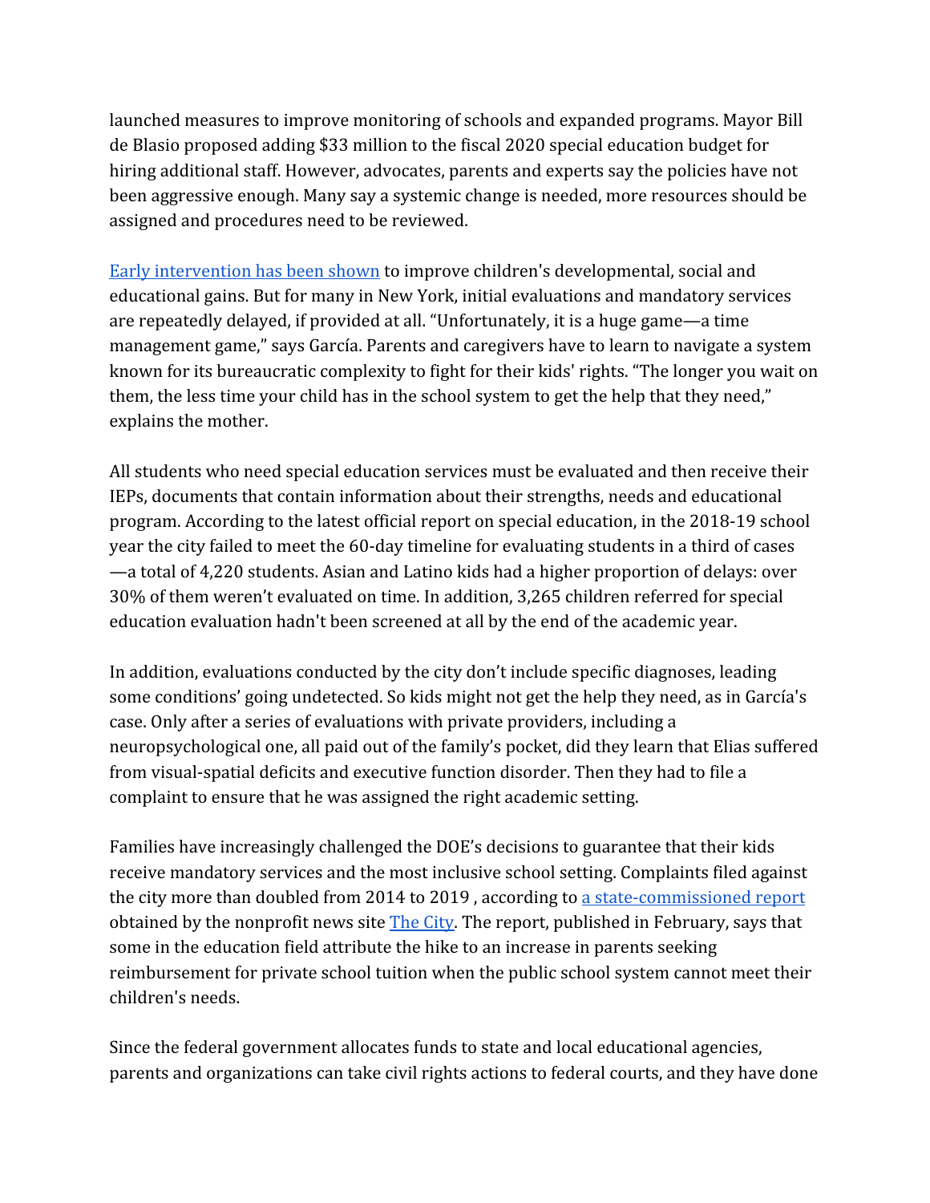launched measures to improve monitoring of schools and expanded programs. Mayor Bill de Blasio proposed adding $33 million to the fiscal 2020 special education budget for hiring additional staff. However, advocates, parents and experts say the policies have not been aggressive enough. Many say a systemic change is needed, more resources should be assigned and procedures need to be reviewed.

[Early intervention has been shown](#) to improve children's developmental, social and educational gains. But for many in New York, initial evaluations and mandatory services are repeatedly delayed, if provided at all. "Unfortunately, it is a huge game—a time management game," says García. Parents and caregivers have to learn to navigate a system known for its bureaucratic complexity to fight for their kids' rights. "The longer you wait on them, the less time your child has in the school system to get the help that they need," explains the mother.

All students who need special education services must be evaluated and then receive their IEPs, documents that contain information about their strengths, needs and educational program. According to the latest official report on special education, in the 2018-19 school year the city failed to meet the 60-day timeline for evaluating students in a third of cases—a total of 4,220 students. Asian and Latino kids had a higher proportion of delays: over 30% of them weren't evaluated on time. In addition, 3,265 children referred for special education evaluation hadn't been screened at all by the end of the academic year.

In addition, evaluations conducted by the city don't include specific diagnoses, leading some conditions' going undetected. So kids might not get the help they need, as in García's case. Only after a series of evaluations with private providers, including a neuropsychological one, all paid out of the family's pocket, did they learn that Elias suffered from visual-spatial deficits and executive function disorder. Then they had to file a complaint to ensure that he was assigned the right academic setting.

Families have increasingly challenged the DOE's decisions to guarantee that their kids receive mandatory services and the most inclusive school setting. Complaints filed against the city more than doubled from 2014 to 2019 , according to [a state-commissioned report](#) obtained by the nonprofit news site [The City](#). The report, published in February, says that some in the education field attribute the hike to an increase in parents seeking reimbursement for private school tuition when the public school system cannot meet their children's needs.

Since the federal government allocates funds to state and local educational agencies, parents and organizations can take civil rights actions to federal courts, and they have done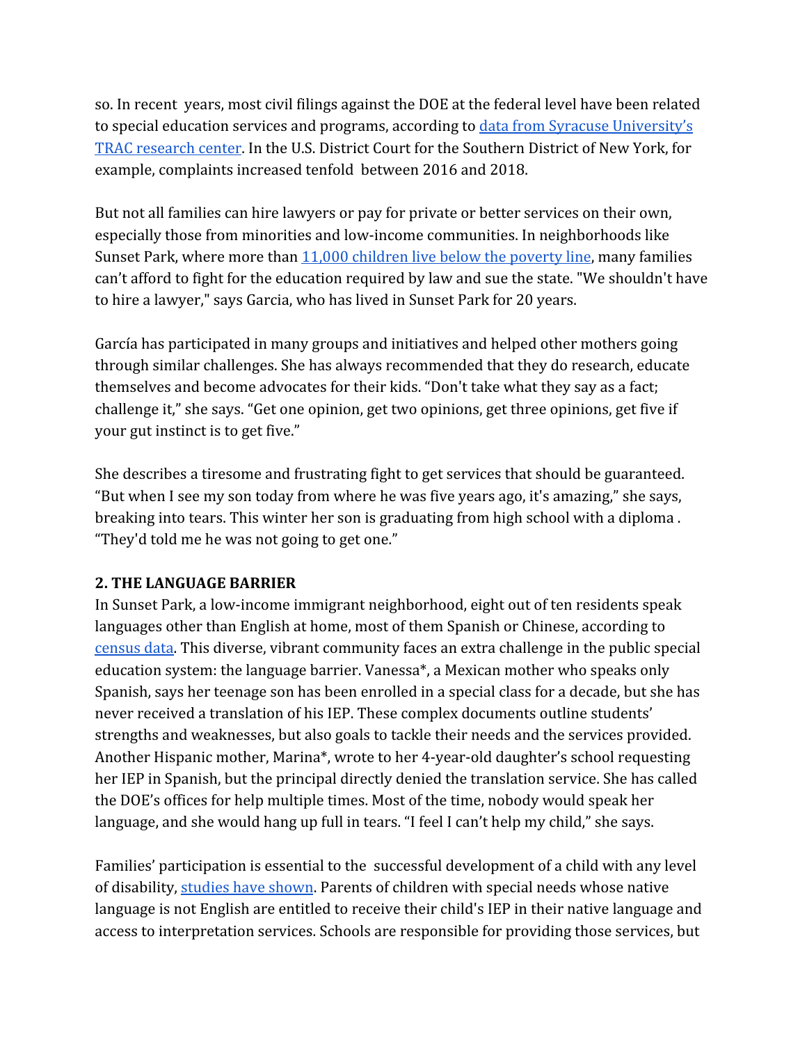so. In recent years, most civil filings against the DOE at the federal level have been related to special education services and programs, according to [data from Syracuse University's TRAC research center](). In the U.S. District Court for the Southern District of New York, for example, complaints increased tenfold between 2016 and 2018.

But not all families can hire lawyers or pay for private or better services on their own, especially those from minorities and low-income communities. In neighborhoods like Sunset Park, where more than [11,000 children live below the poverty line](), many families can't afford to fight for the education required by law and sue the state. "We shouldn't have to hire a lawyer," says Garcia, who has lived in Sunset Park for 20 years.

García has participated in many groups and initiatives and helped other mothers going through similar challenges. She has always recommended that they do research, educate themselves and become advocates for their kids. "Don't take what they say as a fact; challenge it," she says. "Get one opinion, get two opinions, get three opinions, get five if your gut instinct is to get five."

She describes a tiresome and frustrating fight to get services that should be guaranteed. "But when I see my son today from where he was five years ago, it's amazing," she says, breaking into tears. This winter her son is graduating from high school with a diploma . "They'd told me he was not going to get one."

**2. THE LANGUAGE BARRIER**

In Sunset Park, a low-income immigrant neighborhood, eight out of ten residents speak languages other than English at home, most of them Spanish or Chinese, according to [census data](). This diverse, vibrant community faces an extra challenge in the public special education system: the language barrier. Vanessa*, a Mexican mother who speaks only Spanish, says her teenage son has been enrolled in a special class for a decade, but she has never received a translation of his IEP. These complex documents outline students' strengths and weaknesses, but also goals to tackle their needs and the services provided. Another Hispanic mother, Marina*, wrote to her 4-year-old daughter's school requesting her IEP in Spanish, but the principal directly denied the translation service. She has called the DOE's offices for help multiple times. Most of the time, nobody would speak her language, and she would hang up full in tears. "I feel I can't help my child," she says.

Families' participation is essential to the successful development of a child with any level of disability, [studies have shown](). Parents of children with special needs whose native language is not English are entitled to receive their child's IEP in their native language and access to interpretation services. Schools are responsible for providing those services, but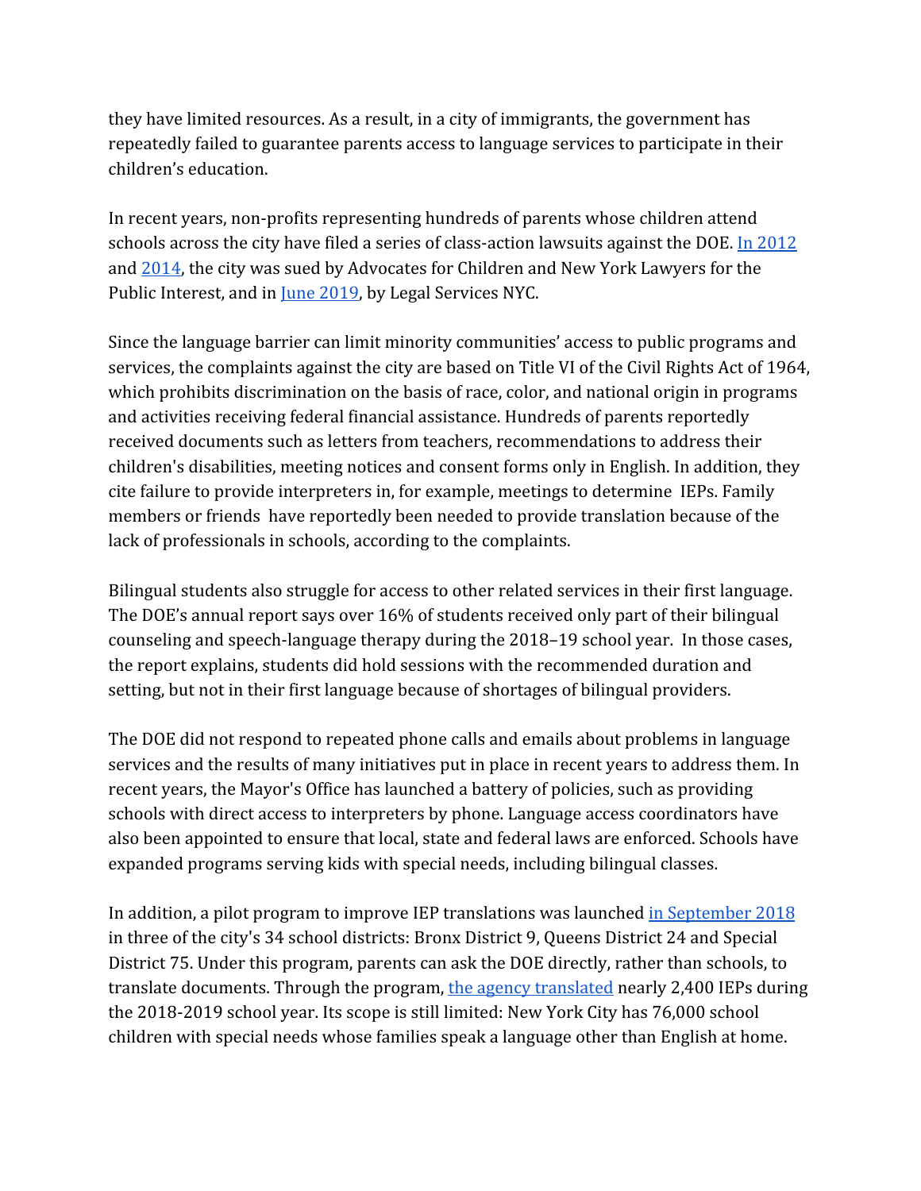they have limited resources. As a result, in a city of immigrants, the government has repeatedly failed to guarantee parents access to language services to participate in their children's education.

In recent years, non-profits representing hundreds of parents whose children attend schools across the city have filed a series of class-action lawsuits against the DOE. In 2012 and 2014, the city was sued by Advocates for Children and New York Lawyers for the Public Interest, and in June 2019, by Legal Services NYC.

Since the language barrier can limit minority communities' access to public programs and services, the complaints against the city are based on Title VI of the Civil Rights Act of 1964, which prohibits discrimination on the basis of race, color, and national origin in programs and activities receiving federal financial assistance. Hundreds of parents reportedly received documents such as letters from teachers, recommendations to address their children's disabilities, meeting notices and consent forms only in English. In addition, they cite failure to provide interpreters in, for example, meetings to determine IEPs. Family members or friends have reportedly been needed to provide translation because of the lack of professionals in schools, according to the complaints.

Bilingual students also struggle for access to other related services in their first language. The DOE's annual report says over 16% of students received only part of their bilingual counseling and speech-language therapy during the 2018–19 school year. In those cases, the report explains, students did hold sessions with the recommended duration and setting, but not in their first language because of shortages of bilingual providers.

The DOE did not respond to repeated phone calls and emails about problems in language services and the results of many initiatives put in place in recent years to address them. In recent years, the Mayor's Office has launched a battery of policies, such as providing schools with direct access to interpreters by phone. Language access coordinators have also been appointed to ensure that local, state and federal laws are enforced. Schools have expanded programs serving kids with special needs, including bilingual classes.

In addition, a pilot program to improve IEP translations was launched in September 2018 in three of the city's 34 school districts: Bronx District 9, Queens District 24 and Special District 75. Under this program, parents can ask the DOE directly, rather than schools, to translate documents. Through the program, the agency translated nearly 2,400 IEPs during the 2018-2019 school year. Its scope is still limited: New York City has 76,000 school children with special needs whose families speak a language other than English at home.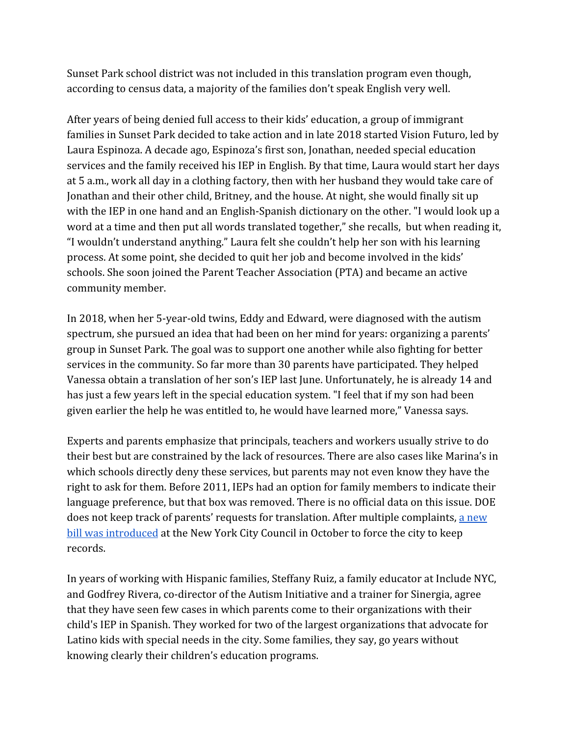Sunset Park school district was not included in this translation program even though, according to census data, a majority of the families don't speak English very well.

After years of being denied full access to their kids' education, a group of immigrant families in Sunset Park decided to take action and in late 2018 started Vision Futuro, led by Laura Espinoza. A decade ago, Espinoza's first son, Jonathan, needed special education services and the family received his IEP in English. By that time, Laura would start her days at 5 a.m., work all day in a clothing factory, then with her husband they would take care of Jonathan and their other child, Britney, and the house. At night, she would finally sit up with the IEP in one hand and an English-Spanish dictionary on the other. "I would look up a word at a time and then put all words translated together," she recalls, but when reading it, "I wouldn't understand anything." Laura felt she couldn't help her son with his learning process. At some point, she decided to quit her job and become involved in the kids' schools. She soon joined the Parent Teacher Association (PTA) and became an active community member.

In 2018, when her 5-year-old twins, Eddy and Edward, were diagnosed with the autism spectrum, she pursued an idea that had been on her mind for years: organizing a parents' group in Sunset Park. The goal was to support one another while also fighting for better services in the community. So far more than 30 parents have participated. They helped Vanessa obtain a translation of her son's IEP last June. Unfortunately, he is already 14 and has just a few years left in the special education system. "I feel that if my son had been given earlier the help he was entitled to, he would have learned more," Vanessa says.

Experts and parents emphasize that principals, teachers and workers usually strive to do their best but are constrained by the lack of resources. There are also cases like Marina's in which schools directly deny these services, but parents may not even know they have the right to ask for them. Before 2011, IEPs had an option for family members to indicate their language preference, but that box was removed. There is no official data on this issue. DOE does not keep track of parents' requests for translation. After multiple complaints, [a new bill was introduced] at the New York City Council in October to force the city to keep records.

In years of working with Hispanic families, Steffany Ruiz, a family educator at Include NYC, and Godfrey Rivera, co-director of the Autism Initiative and a trainer for Sinergia, agree that they have seen few cases in which parents come to their organizations with their child's IEP in Spanish. They worked for two of the largest organizations that advocate for Latino kids with special needs in the city. Some families, they say, go years without knowing clearly their children's education programs.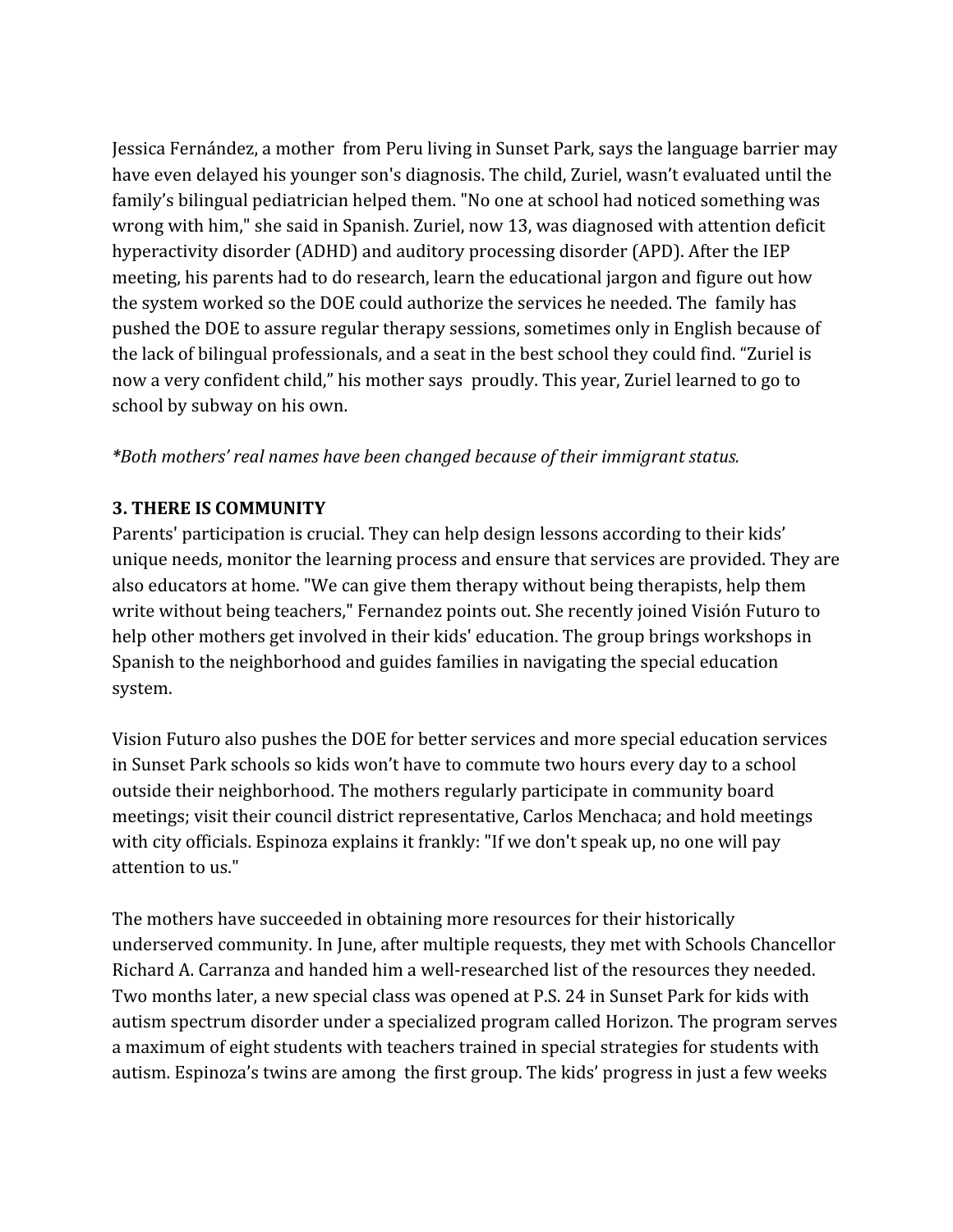Jessica Fernández, a mother from Peru living in Sunset Park, says the language barrier may have even delayed his younger son's diagnosis. The child, Zuriel, wasn't evaluated until the family's bilingual pediatrician helped them. "No one at school had noticed something was wrong with him," she said in Spanish. Zuriel, now 13, was diagnosed with attention deficit hyperactivity disorder (ADHD) and auditory processing disorder (APD). After the IEP meeting, his parents had to do research, learn the educational jargon and figure out how the system worked so the DOE could authorize the services he needed. The family has pushed the DOE to assure regular therapy sessions, sometimes only in English because of the lack of bilingual professionals, and a seat in the best school they could find. "Zuriel is now a very confident child," his mother says proudly. This year, Zuriel learned to go to school by subway on his own.

*\*Both mothers' real names have been changed because of their immigrant status.*

**3. THERE IS COMMUNITY**

Parents' participation is crucial. They can help design lessons according to their kids' unique needs, monitor the learning process and ensure that services are provided. They are also educators at home. "We can give them therapy without being therapists, help them write without being teachers," Fernandez points out. She recently joined Visión Futuro to help other mothers get involved in their kids' education. The group brings workshops in Spanish to the neighborhood and guides families in navigating the special education system.

Vision Futuro also pushes the DOE for better services and more special education services in Sunset Park schools so kids won't have to commute two hours every day to a school outside their neighborhood. The mothers regularly participate in community board meetings; visit their council district representative, Carlos Menchaca; and hold meetings with city officials. Espinoza explains it frankly: "If we don't speak up, no one will pay attention to us."

The mothers have succeeded in obtaining more resources for their historically underserved community. In June, after multiple requests, they met with Schools Chancellor Richard A. Carranza and handed him a well-researched list of the resources they needed. Two months later, a new special class was opened at P.S. 24 in Sunset Park for kids with autism spectrum disorder under a specialized program called Horizon. The program serves a maximum of eight students with teachers trained in special strategies for students with autism. Espinoza's twins are among the first group. The kids' progress in just a few weeks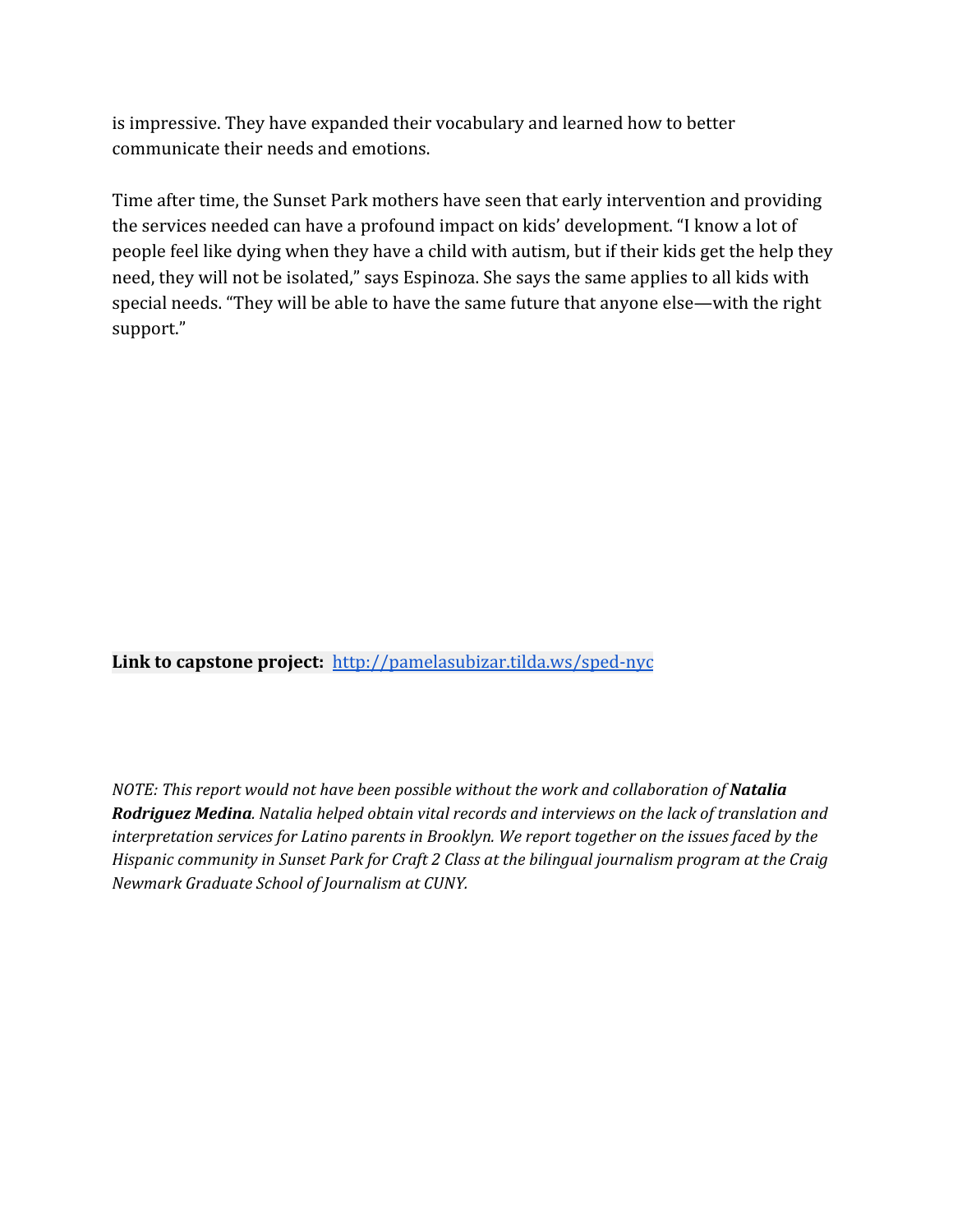is impressive. They have expanded their vocabulary and learned how to better communicate their needs and emotions.

Time after time, the Sunset Park mothers have seen that early intervention and providing the services needed can have a profound impact on kids' development. "I know a lot of people feel like dying when they have a child with autism, but if their kids get the help they need, they will not be isolated," says Espinoza. She says the same applies to all kids with special needs. "They will be able to have the same future that anyone else—with the right support."

**Link to capstone project:** [http://pamelasubizar.tilda.ws/sped-nyc](http://pamelasubizar.tilda.ws/sped-nyc)

*NOTE: This report would not have been possible without the work and collaboration of **Natalia Rodriguez Medina**. Natalia helped obtain vital records and interviews on the lack of translation and interpretation services for Latino parents in Brooklyn. We report together on the issues faced by the Hispanic community in Sunset Park for Craft 2 Class at the bilingual journalism program at the Craig Newmark Graduate School of Journalism at CUNY.*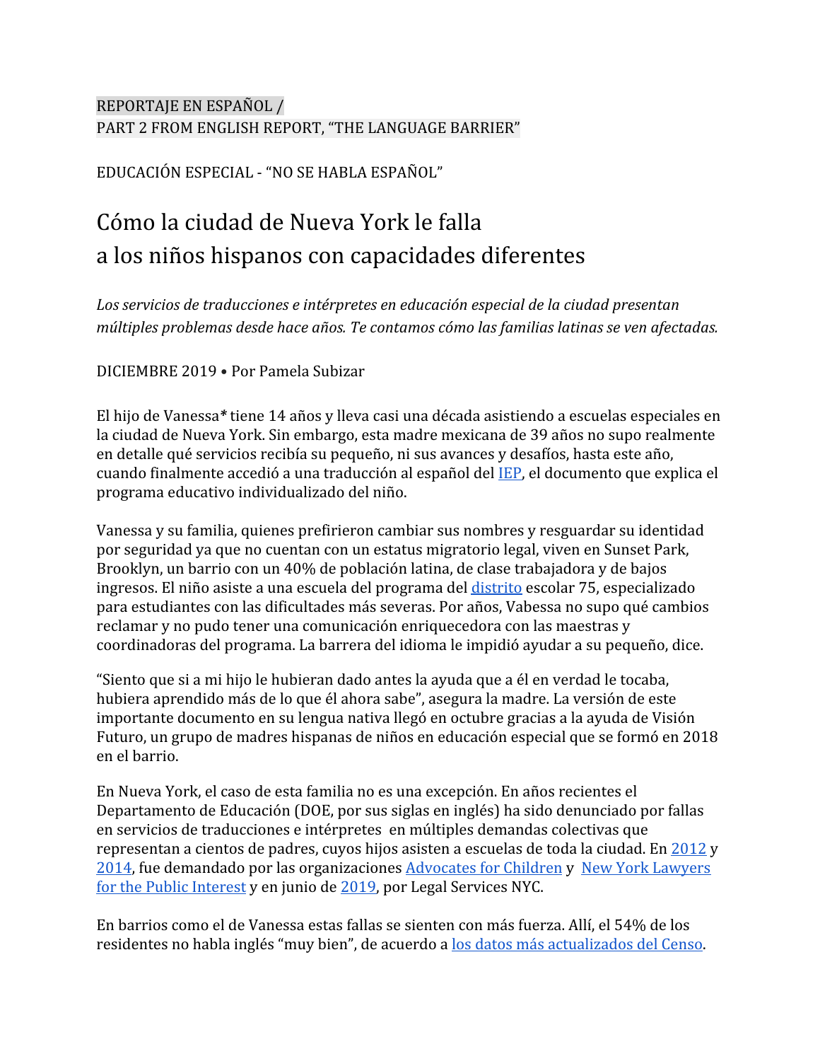REPORTAJE EN ESPAÑOL /
PART 2 FROM ENGLISH REPORT, "THE LANGUAGE BARRIER"

EDUCACIÓN ESPECIAL - "NO SE HABLA ESPAÑOL"

# Cómo la ciudad de Nueva York le falla a los niños hispanos con capacidades diferentes

*Los servicios de traducciones e intérpretes en educación especial de la ciudad presentan múltiples problemas desde hace años. Te contamos cómo las familias latinas se ven afectadas.*

DICIEMBRE 2019 • Por Pamela Subizar

El hijo de Vanessa* tiene 14 años y lleva casi una década asistiendo a escuelas especiales en la ciudad de Nueva York. Sin embargo, esta madre mexicana de 39 años no supo realmente en detalle qué servicios recibía su pequeño, ni sus avances y desafíos, hasta este año, cuando finalmente accedió a una traducción al español del IEP, el documento que explica el programa educativo individualizado del niño.

Vanessa y su familia, quienes prefirieron cambiar sus nombres y resguardar su identidad por seguridad ya que no cuentan con un estatus migratorio legal, viven en Sunset Park, Brooklyn, un barrio con un 40% de población latina, de clase trabajadora y de bajos ingresos. El niño asiste a una escuela del programa del distrito escolar 75, especializado para estudiantes con las dificultades más severas. Por años, Vabessa no supo qué cambios reclamar y no pudo tener una comunicación enriquecedora con las maestras y coordinadoras del programa. La barrera del idioma le impidió ayudar a su pequeño, dice.

"Siento que si a mi hijo le hubieran dado antes la ayuda que a él en verdad le tocaba, hubiera aprendido más de lo que él ahora sabe", asegura la madre. La versión de este importante documento en su lengua nativa llegó en octubre gracias a la ayuda de Visión Futuro, un grupo de madres hispanas de niños en educación especial que se formó en 2018 en el barrio.

En Nueva York, el caso de esta familia no es una excepción. En años recientes el Departamento de Educación (DOE, por sus siglas en inglés) ha sido denunciado por fallas en servicios de traducciones e intérpretes en múltiples demandas colectivas que representan a cientos de padres, cuyos hijos asisten a escuelas de toda la ciudad. En 2012 y 2014, fue demandado por las organizaciones Advocates for Children y New York Lawyers for the Public Interest y en junio de 2019, por Legal Services NYC.

En barrios como el de Vanessa estas fallas se sienten con más fuerza. Allí, el 54% de los residentes no habla inglés "muy bien", de acuerdo a los datos más actualizados del Censo.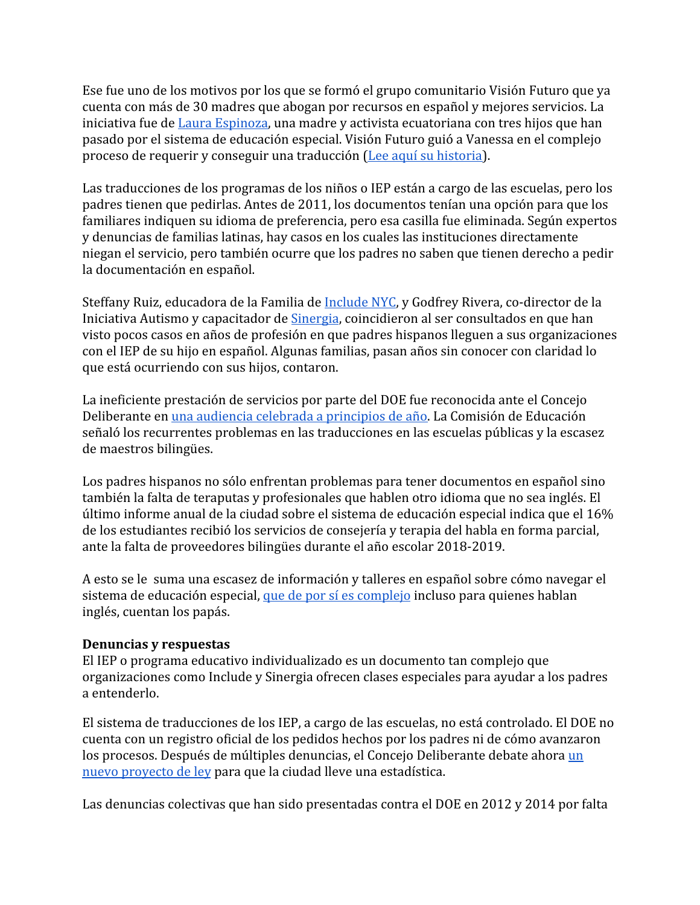Ese fue uno de los motivos por los que se formó el grupo comunitario Visión Futuro que ya cuenta con más de 30 madres que abogan por recursos en español y mejores servicios. La iniciativa fue de [Laura Espinoza](), una madre y activista ecuatoriana con tres hijos que han pasado por el sistema de educación especial. Visión Futuro guió a Vanessa en el complejo proceso de requerir y conseguir una traducción ([Lee aquí su historia]()).

Las traducciones de los programas de los niños o IEP están a cargo de las escuelas, pero los padres tienen que pedirlas. Antes de 2011, los documentos tenían una opción para que los familiares indiquen su idioma de preferencia, pero esa casilla fue eliminada. Según expertos y denuncias de familias latinas, hay casos en los cuales las instituciones directamente niegan el servicio, pero también ocurre que los padres no saben que tienen derecho a pedir la documentación en español.

Steffany Ruiz, educadora de la Familia de [Include NYC](), y Godfrey Rivera, co-director de la Iniciativa Autismo y capacitador de [Sinergia](), coincidieron al ser consultados en que han visto pocos casos en años de profesión en que padres hispanos lleguen a sus organizaciones con el IEP de su hijo en español. Algunas familias, pasan años sin conocer con claridad lo que está ocurriendo con sus hijos, contaron.

La ineficiente prestación de servicios por parte del DOE fue reconocida ante el Concejo Deliberante en [una audiencia celebrada a principios de año](). La Comisión de Educación señaló los recurrentes problemas en las traducciones en las escuelas públicas y la escasez de maestros bilingües.

Los padres hispanos no sólo enfrentan problemas para tener documentos en español sino también la falta de teraputas y profesionales que hablen otro idioma que no sea inglés. El último informe anual de la ciudad sobre el sistema de educación especial indica que el 16% de los estudiantes recibió los servicios de consejería y terapia del habla en forma parcial, ante la falta de proveedores bilingües durante el año escolar 2018-2019.

A esto se le suma una escasez de información y talleres en español sobre cómo navegar el sistema de educación especial, [que de por sí es complejo]() incluso para quienes hablan inglés, cuentan los papás.

**Denuncias y respuestas**

El IEP o programa educativo individualizado es un documento tan complejo que organizaciones como Include y Sinergia ofrecen clases especiales para ayudar a los padres a entenderlo.

El sistema de traducciones de los IEP, a cargo de las escuelas, no está controlado. El DOE no cuenta con un registro oficial de los pedidos hechos por los padres ni de cómo avanzaron los procesos. Después de múltiples denuncias, el Concejo Deliberante debate ahora [un nuevo proyecto de ley]() para que la ciudad lleve una estadística.

Las denuncias colectivas que han sido presentadas contra el DOE en 2012 y 2014 por falta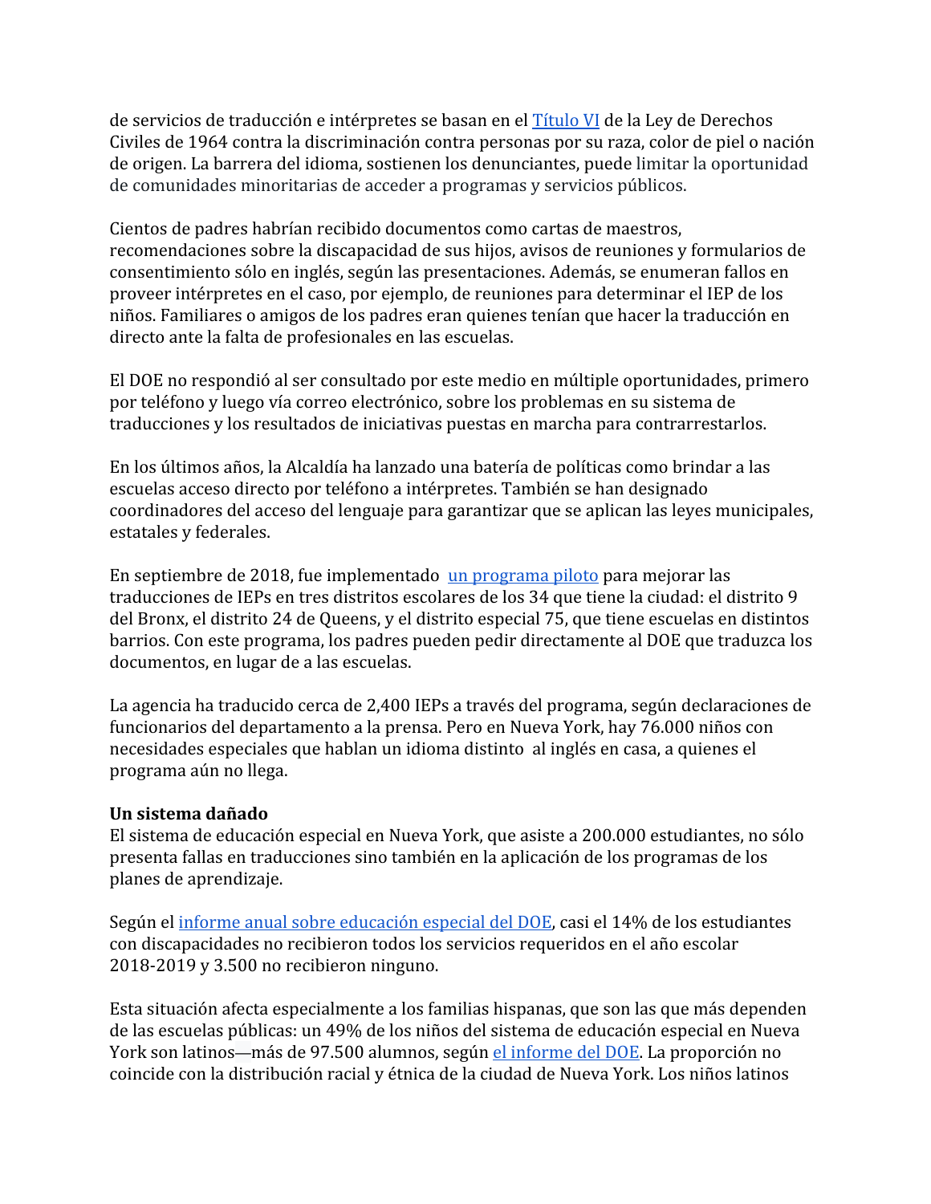de servicios de traducción e intérpretes se basan en el Título VI de la Ley de Derechos Civiles de 1964 contra la discriminación contra personas por su raza, color de piel o nación de origen. La barrera del idioma, sostienen los denunciantes, puede limitar la oportunidad de comunidades minoritarias de acceder a programas y servicios públicos.

Cientos de padres habrían recibido documentos como cartas de maestros, recomendaciones sobre la discapacidad de sus hijos, avisos de reuniones y formularios de consentimiento sólo en inglés, según las presentaciones. Además, se enumeran fallos en proveer intérpretes en el caso, por ejemplo, de reuniones para determinar el IEP de los niños. Familiares o amigos de los padres eran quienes tenían que hacer la traducción en directo ante la falta de profesionales en las escuelas.

El DOE no respondió al ser consultado por este medio en múltiple oportunidades, primero por teléfono y luego vía correo electrónico, sobre los problemas en su sistema de traducciones y los resultados de iniciativas puestas en marcha para contrarrestarlos.

En los últimos años, la Alcaldía ha lanzado una batería de políticas como brindar a las escuelas acceso directo por teléfono a intérpretes. También se han designado coordinadores del acceso del lenguaje para garantizar que se aplican las leyes municipales, estatales y federales.

En septiembre de 2018, fue implementado un programa piloto para mejorar las traducciones de IEPs en tres distritos escolares de los 34 que tiene la ciudad: el distrito 9 del Bronx, el distrito 24 de Queens, y el distrito especial 75, que tiene escuelas en distintos barrios. Con este programa, los padres pueden pedir directamente al DOE que traduzca los documentos, en lugar de a las escuelas.

La agencia ha traducido cerca de 2,400 IEPs a través del programa, según declaraciones de funcionarios del departamento a la prensa. Pero en Nueva York, hay 76.000 niños con necesidades especiales que hablan un idioma distinto al inglés en casa, a quienes el programa aún no llega.

**Un sistema dañado**

El sistema de educación especial en Nueva York, que asiste a 200.000 estudiantes, no sólo presenta fallas en traducciones sino también en la aplicación de los programas de los planes de aprendizaje.

Según el informe anual sobre educación especial del DOE, casi el 14% de los estudiantes con discapacidades no recibieron todos los servicios requeridos en el año escolar 2018-2019 y 3.500 no recibieron ninguno.

Esta situación afecta especialmente a los familias hispanas, que son las que más dependen de las escuelas públicas: un 49% de los niños del sistema de educación especial en Nueva York son latinos—más de 97.500 alumnos, según el informe del DOE. La proporción no coincide con la distribución racial y étnica de la ciudad de Nueva York. Los niños latinos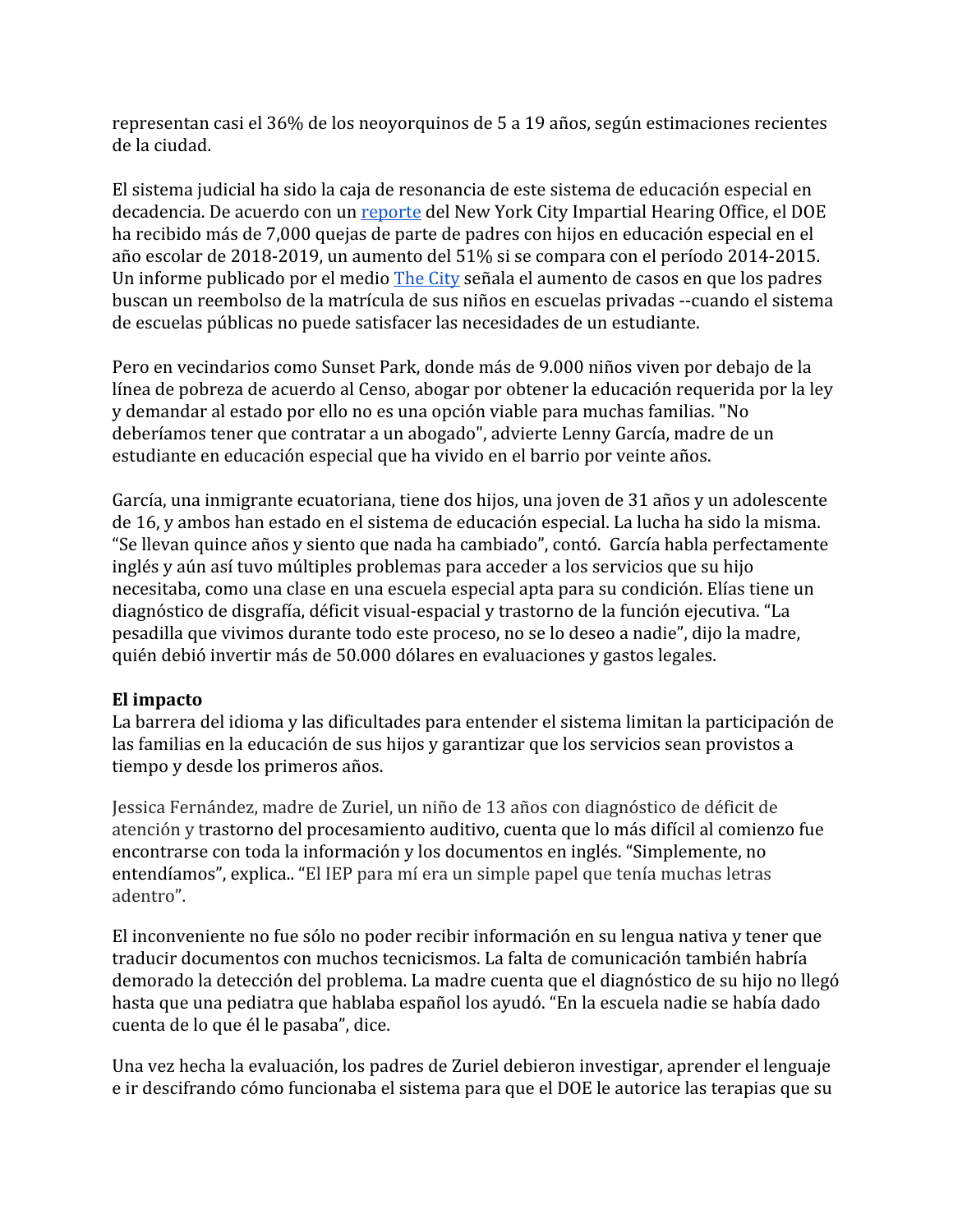representan casi el 36% de los neoyorquinos de 5 a 19 años, según estimaciones recientes de la ciudad.

El sistema judicial ha sido la caja de resonancia de este sistema de educación especial en decadencia. De acuerdo con un reporte del New York City Impartial Hearing Office, el DOE ha recibido más de 7,000 quejas de parte de padres con hijos en educación especial en el año escolar de 2018-2019, un aumento del 51% si se compara con el período 2014-2015. Un informe publicado por el medio The City señala el aumento de casos en que los padres buscan un reembolso de la matrícula de sus niños en escuelas privadas --cuando el sistema de escuelas públicas no puede satisfacer las necesidades de un estudiante.

Pero en vecindarios como Sunset Park, donde más de 9.000 niños viven por debajo de la línea de pobreza de acuerdo al Censo, abogar por obtener la educación requerida por la ley y demandar al estado por ello no es una opción viable para muchas familias. "No deberíamos tener que contratar a un abogado", advierte Lenny García, madre de un estudiante en educación especial que ha vivido en el barrio por veinte años.

García, una inmigrante ecuatoriana, tiene dos hijos, una joven de 31 años y un adolescente de 16, y ambos han estado en el sistema de educación especial. La lucha ha sido la misma. "Se llevan quince años y siento que nada ha cambiado", contó. García habla perfectamente inglés y aún así tuvo múltiples problemas para acceder a los servicios que su hijo necesitaba, como una clase en una escuela especial apta para su condición. Elías tiene un diagnóstico de disgrafía, déficit visual-espacial y trastorno de la función ejecutiva. "La pesadilla que vivimos durante todo este proceso, no se lo deseo a nadie", dijo la madre, quién debió invertir más de 50.000 dólares en evaluaciones y gastos legales.

**El impacto**

La barrera del idioma y las dificultades para entender el sistema limitan la participación de las familias en la educación de sus hijos y garantizar que los servicios sean provistos a tiempo y desde los primeros años.

Jessica Fernández, madre de Zuriel, un niño de 13 años con diagnóstico de déficit de atención y trastorno del procesamiento auditivo, cuenta que lo más difícil al comienzo fue encontrarse con toda la información y los documentos en inglés. "Simplemente, no entendíamos", explica.. "El IEP para mí era un simple papel que tenía muchas letras adentro".

El inconveniente no fue sólo no poder recibir información en su lengua nativa y tener que traducir documentos con muchos tecnicismos. La falta de comunicación también habría demorado la detección del problema. La madre cuenta que el diagnóstico de su hijo no llegó hasta que una pediatra que hablaba español los ayudó. "En la escuela nadie se había dado cuenta de lo que él le pasaba", dice.

Una vez hecha la evaluación, los padres de Zuriel debieron investigar, aprender el lenguaje e ir descifrando cómo funcionaba el sistema para que el DOE le autorice las terapias que su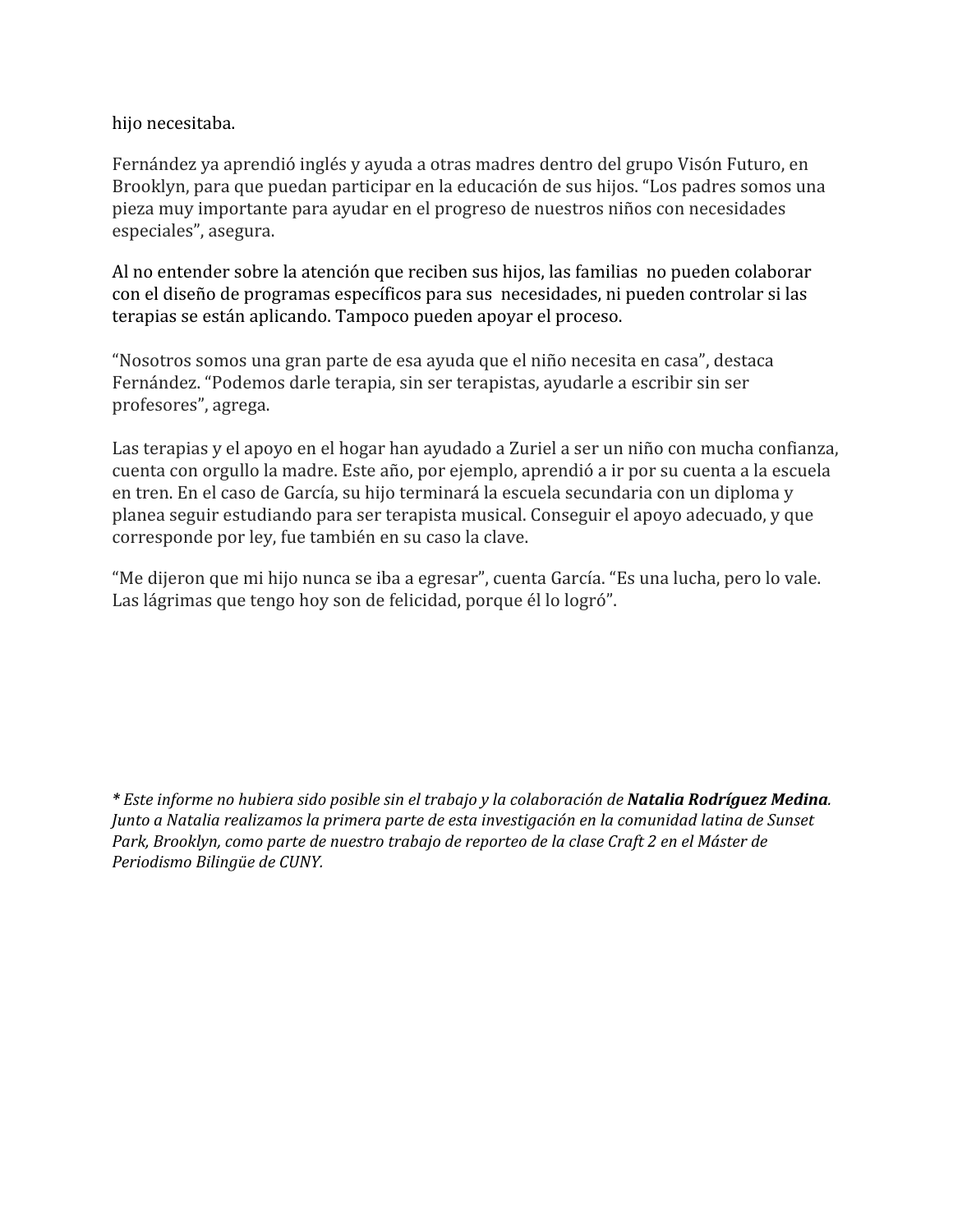hijo necesitaba.

Fernández ya aprendió inglés y ayuda a otras madres dentro del grupo Visón Futuro, en Brooklyn, para que puedan participar en la educación de sus hijos. "Los padres somos una pieza muy importante para ayudar en el progreso de nuestros niños con necesidades especiales", asegura.

Al no entender sobre la atención que reciben sus hijos, las familias no pueden colaborar con el diseño de programas específicos para sus necesidades, ni pueden controlar si las terapias se están aplicando. Tampoco pueden apoyar el proceso.

"Nosotros somos una gran parte de esa ayuda que el niño necesita en casa", destaca Fernández. "Podemos darle terapia, sin ser terapistas, ayudarle a escribir sin ser profesores", agrega.

Las terapias y el apoyo en el hogar han ayudado a Zuriel a ser un niño con mucha confianza, cuenta con orgullo la madre. Este año, por ejemplo, aprendió a ir por su cuenta a la escuela en tren. En el caso de García, su hijo terminará la escuela secundaria con un diploma y planea seguir estudiando para ser terapista musical. Conseguir el apoyo adecuado, y que corresponde por ley, fue también en su caso la clave.

"Me dijeron que mi hijo nunca se iba a egresar", cuenta García. "Es una lucha, pero lo vale. Las lágrimas que tengo hoy son de felicidad, porque él lo logró".

*\* Este informe no hubiera sido posible sin el trabajo y la colaboración de **Natalia Rodríguez Medina**. Junto a Natalia realizamos la primera parte de esta investigación en la comunidad latina de Sunset Park, Brooklyn, como parte de nuestro trabajo de reporteo de la clase Craft 2 en el Máster de Periodismo Bilingüe de CUNY.*